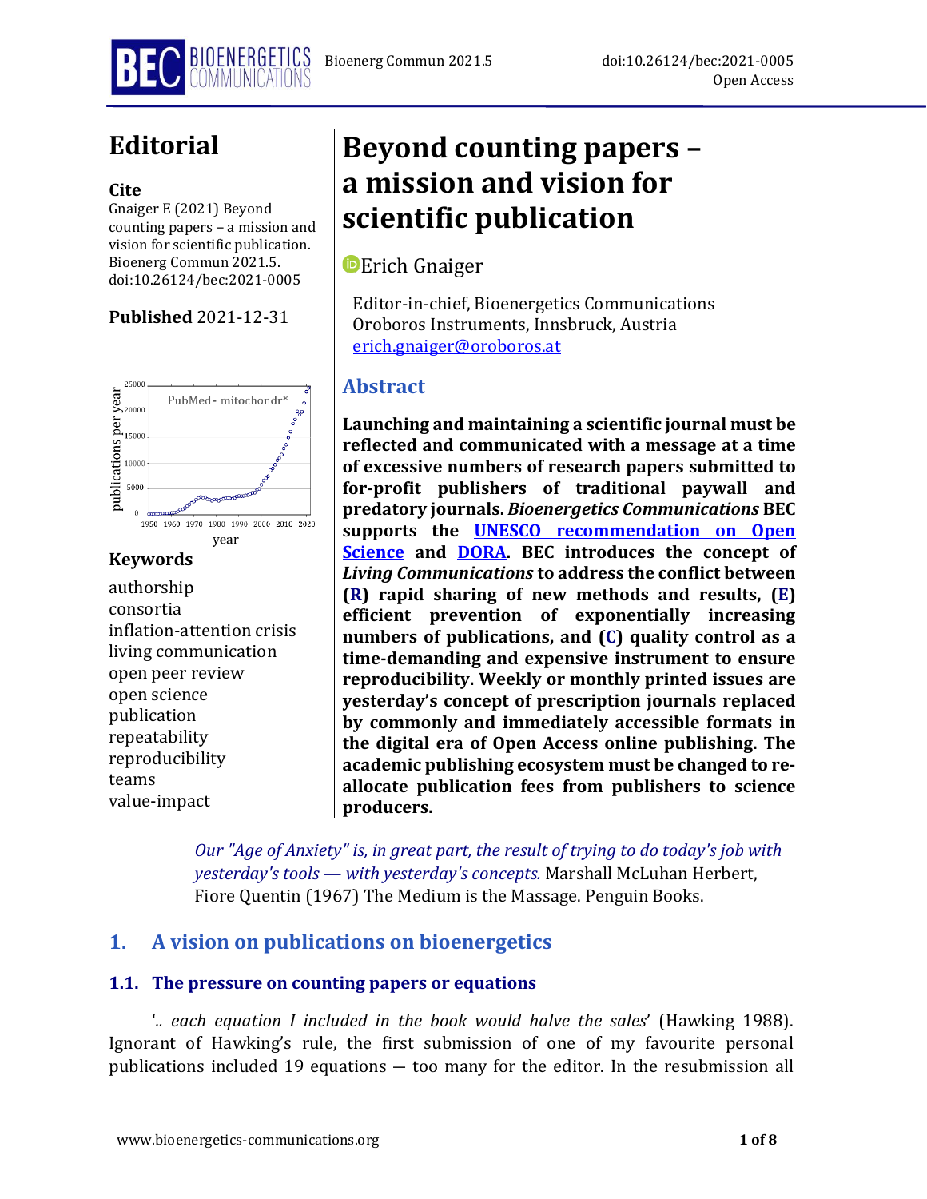# Editorial

**Cite**
Gnaiger E (2021) Beyond counting papers – a mission and vision for scientific publication. Bioenerg Commun 2021.5. doi:10.26124/bec:2021-0005

**Published** 2021-12-31

**Keywords**

authorship
consortia
inflation-attention crisis
living communication
open peer review
open science
publication
repeatability
reproducibility
teams
value-impact

# Beyond counting papers – a mission and vision for scientific publication

Erich Gnaiger

Editor-in-chief, Bioenergetics Communications
Oroboros Instruments, Innsbruck, Austria
erich.gnaiger@oroboros.at

## Abstract

**Launching and maintaining a scientific journal must be reflected and communicated with a message at a time of excessive numbers of research papers submitted to for-profit publishers of traditional paywall and predatory journals. *Bioenergetics Communications* BEC supports the UNESCO recommendation on Open Science and DORA. BEC introduces the concept of *Living Communications* to address the conflict between (R) rapid sharing of new methods and results, (E) efficient prevention of exponentially increasing numbers of publications, and (C) quality control as a time-demanding and expensive instrument to ensure reproducibility. Weekly or monthly printed issues are yesterday's concept of prescription journals replaced by commonly and immediately accessible formats in the digital era of Open Access online publishing. The academic publishing ecosystem must be changed to re-allocate publication fees from publishers to science producers.**

*Our "Age of Anxiety" is, in great part, the result of trying to do today's job with yesterday's tools — with yesterday's concepts.* Marshall McLuhan Herbert, Fiore Quentin (1967) The Medium is the Massage. Penguin Books.

## 1. A vision on publications on bioenergetics

### 1.1. The pressure on counting papers or equations

'*.. each equation I included in the book would halve the sales*' (Hawking 1988). Ignorant of Hawking's rule, the first submission of one of my favourite personal publications included 19 equations — too many for the editor. In the resubmission all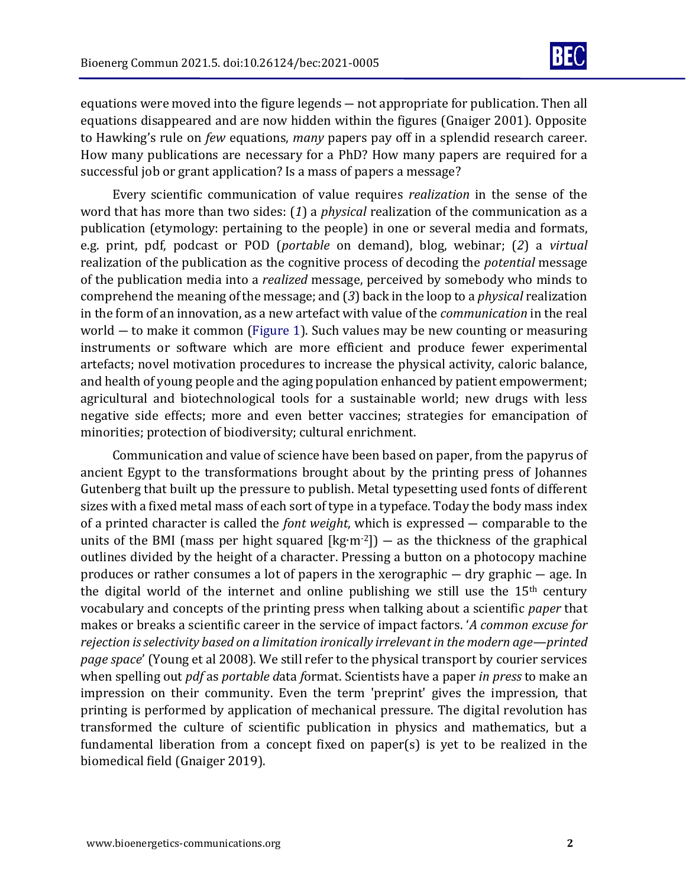equations were moved into the figure legends — not appropriate for publication. Then all equations disappeared and are now hidden within the figures (Gnaiger 2001). Opposite to Hawking's rule on *few* equations, *many* papers pay off in a splendid research career. How many publications are necessary for a PhD? How many papers are required for a successful job or grant application? Is a mass of papers a message?

Every scientific communication of value requires *realization* in the sense of the word that has more than two sides: (*1*) a *physical* realization of the communication as a publication (etymology: pertaining to the people) in one or several media and formats, e.g. print, pdf, podcast or POD (*portable* on demand), blog, webinar; (*2*) a *virtual* realization of the publication as the cognitive process of decoding the *potential* message of the publication media into a *realized* message, perceived by somebody who minds to comprehend the meaning of the message; and (*3*) back in the loop to a *physical* realization in the form of an innovation, as a new artefact with value of the *communication* in the real world — to make it common (Figure 1). Such values may be new counting or measuring instruments or software which are more efficient and produce fewer experimental artefacts; novel motivation procedures to increase the physical activity, caloric balance, and health of young people and the aging population enhanced by patient empowerment; agricultural and biotechnological tools for a sustainable world; new drugs with less negative side effects; more and even better vaccines; strategies for emancipation of minorities; protection of biodiversity; cultural enrichment.

Communication and value of science have been based on paper, from the papyrus of ancient Egypt to the transformations brought about by the printing press of Johannes Gutenberg that built up the pressure to publish. Metal typesetting used fonts of different sizes with a fixed metal mass of each sort of type in a typeface. Today the body mass index of a printed character is called the *font weight*, which is expressed — comparable to the units of the BMI (mass per hight squared [$kg \cdot m^{-2}$]) — as the thickness of the graphical outlines divided by the height of a character. Pressing a button on a photocopy machine produces or rather consumes a lot of papers in the xerographic — dry graphic — age. In the digital world of the internet and online publishing we still use the 15th century vocabulary and concepts of the printing press when talking about a scientific *paper* that makes or breaks a scientific career in the service of impact factors. '*A common excuse for rejection is selectivity based on a limitation ironically irrelevant in the modern age—printed page space*' (Young et al 2008). We still refer to the physical transport by courier services when spelling out *pdf* as *portable data format*. Scientists have a paper *in press* to make an impression on their community. Even the term 'preprint' gives the impression, that printing is performed by application of mechanical pressure. The digital revolution has transformed the culture of scientific publication in physics and mathematics, but a fundamental liberation from a concept fixed on paper(s) is yet to be realized in the biomedical field (Gnaiger 2019).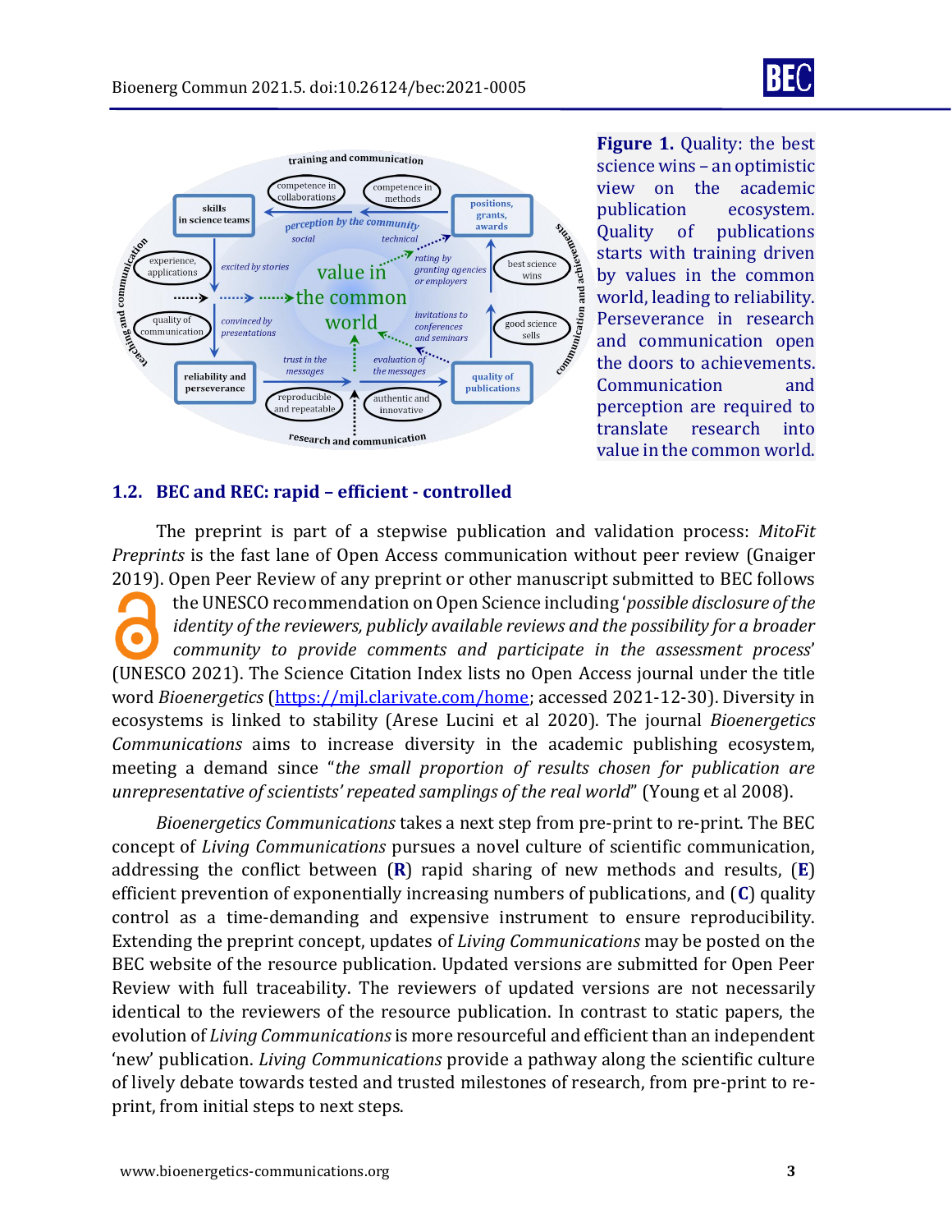**Figure 1.** Quality: the best science wins – an optimistic view on the academic publication ecosystem. Quality of publications starts with training driven by values in the common world, leading to reliability. Perseverance in research and communication open the doors to achievements. Communication and perception are required to translate research into value in the common world.

## 1.2. BEC and REC: rapid – efficient - controlled

The preprint is part of a stepwise publication and validation process: *MitoFit Preprints* is the fast lane of Open Access communication without peer review (Gnaiger 2019). Open Peer Review of any preprint or other manuscript submitted to BEC follows the UNESCO recommendation on Open Science including '*possible disclosure of the identity of the reviewers, publicly available reviews and the possibility for a broader community to provide comments and participate in the assessment process*' (UNESCO 2021). The Science Citation Index lists no Open Access journal under the title word *Bioenergetics* (https://mjl.clarivate.com/home; accessed 2021-12-30). Diversity in ecosystems is linked to stability (Arese Lucini et al 2020). The journal *Bioenergetics Communications* aims to increase diversity in the academic publishing ecosystem, meeting a demand since "*the small proportion of results chosen for publication are unrepresentative of scientists' repeated samplings of the real world*" (Young et al 2008).

*Bioenergetics Communications* takes a next step from pre-print to re-print. The BEC concept of *Living Communications* pursues a novel culture of scientific communication, addressing the conflict between (**R**) rapid sharing of new methods and results, (**E**) efficient prevention of exponentially increasing numbers of publications, and (**C**) quality control as a time-demanding and expensive instrument to ensure reproducibility. Extending the preprint concept, updates of *Living Communications* may be posted on the BEC website of the resource publication. Updated versions are submitted for Open Peer Review with full traceability. The reviewers of updated versions are not necessarily identical to the reviewers of the resource publication. In contrast to static papers, the evolution of *Living Communications* is more resourceful and efficient than an independent 'new' publication. *Living Communications* provide a pathway along the scientific culture of lively debate towards tested and trusted milestones of research, from pre-print to re-print, from initial steps to next steps.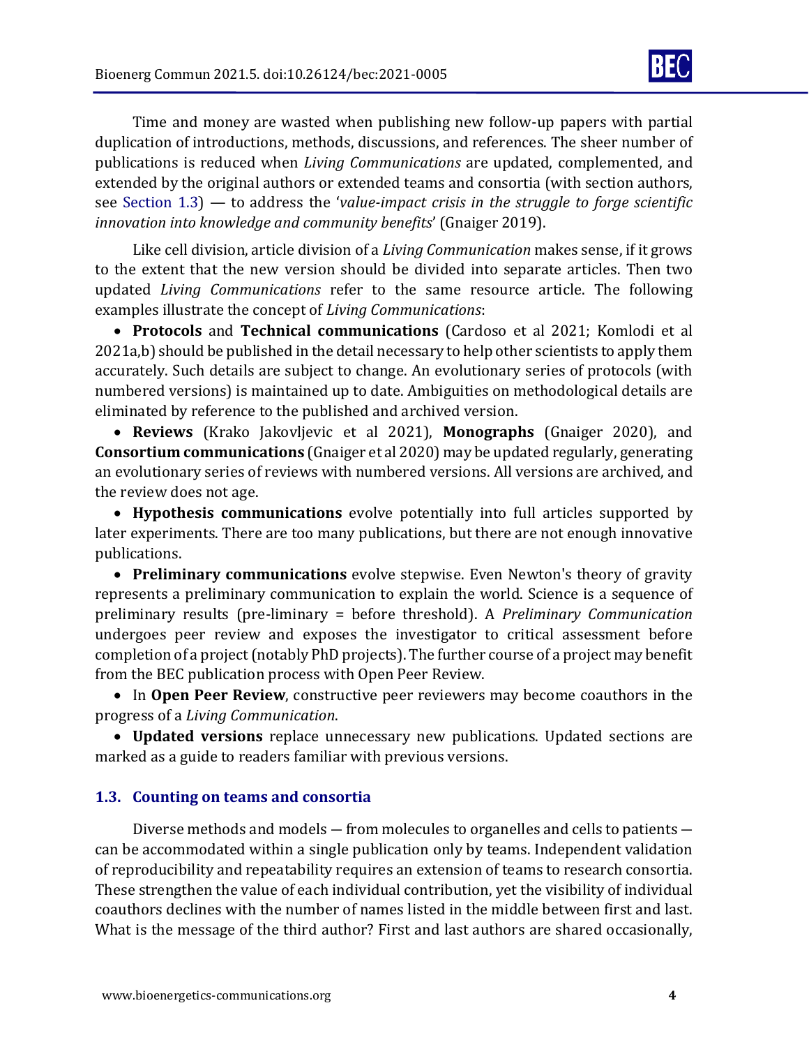Time and money are wasted when publishing new follow-up papers with partial duplication of introductions, methods, discussions, and references. The sheer number of publications is reduced when *Living Communications* are updated, complemented, and extended by the original authors or extended teams and consortia (with section authors, see Section 1.3) — to address the '*value-impact crisis in the struggle to forge scientific innovation into knowledge and community benefits*' (Gnaiger 2019).

Like cell division, article division of a *Living Communication* makes sense, if it grows to the extent that the new version should be divided into separate articles. Then two updated *Living Communications* refer to the same resource article. The following examples illustrate the concept of *Living Communications*:

- **Protocols** and **Technical communications** (Cardoso et al 2021; Komlodi et al 2021a,b) should be published in the detail necessary to help other scientists to apply them accurately. Such details are subject to change. An evolutionary series of protocols (with numbered versions) is maintained up to date. Ambiguities on methodological details are eliminated by reference to the published and archived version.
- **Reviews** (Krako Jakovljevic et al 2021), **Monographs** (Gnaiger 2020), and **Consortium communications** (Gnaiger et al 2020) may be updated regularly, generating an evolutionary series of reviews with numbered versions. All versions are archived, and the review does not age.
- **Hypothesis communications** evolve potentially into full articles supported by later experiments. There are too many publications, but there are not enough innovative publications.
- **Preliminary communications** evolve stepwise. Even Newton's theory of gravity represents a preliminary communication to explain the world. Science is a sequence of preliminary results (pre-liminary = before threshold). A *Preliminary Communication* undergoes peer review and exposes the investigator to critical assessment before completion of a project (notably PhD projects). The further course of a project may benefit from the BEC publication process with Open Peer Review.
- In **Open Peer Review**, constructive peer reviewers may become coauthors in the progress of a *Living Communication*.
- **Updated versions** replace unnecessary new publications. Updated sections are marked as a guide to readers familiar with previous versions.

### 1.3. Counting on teams and consortia

Diverse methods and models — from molecules to organelles and cells to patients — can be accommodated within a single publication only by teams. Independent validation of reproducibility and repeatability requires an extension of teams to research consortia. These strengthen the value of each individual contribution, yet the visibility of individual coauthors declines with the number of names listed in the middle between first and last. What is the message of the third author? First and last authors are shared occasionally,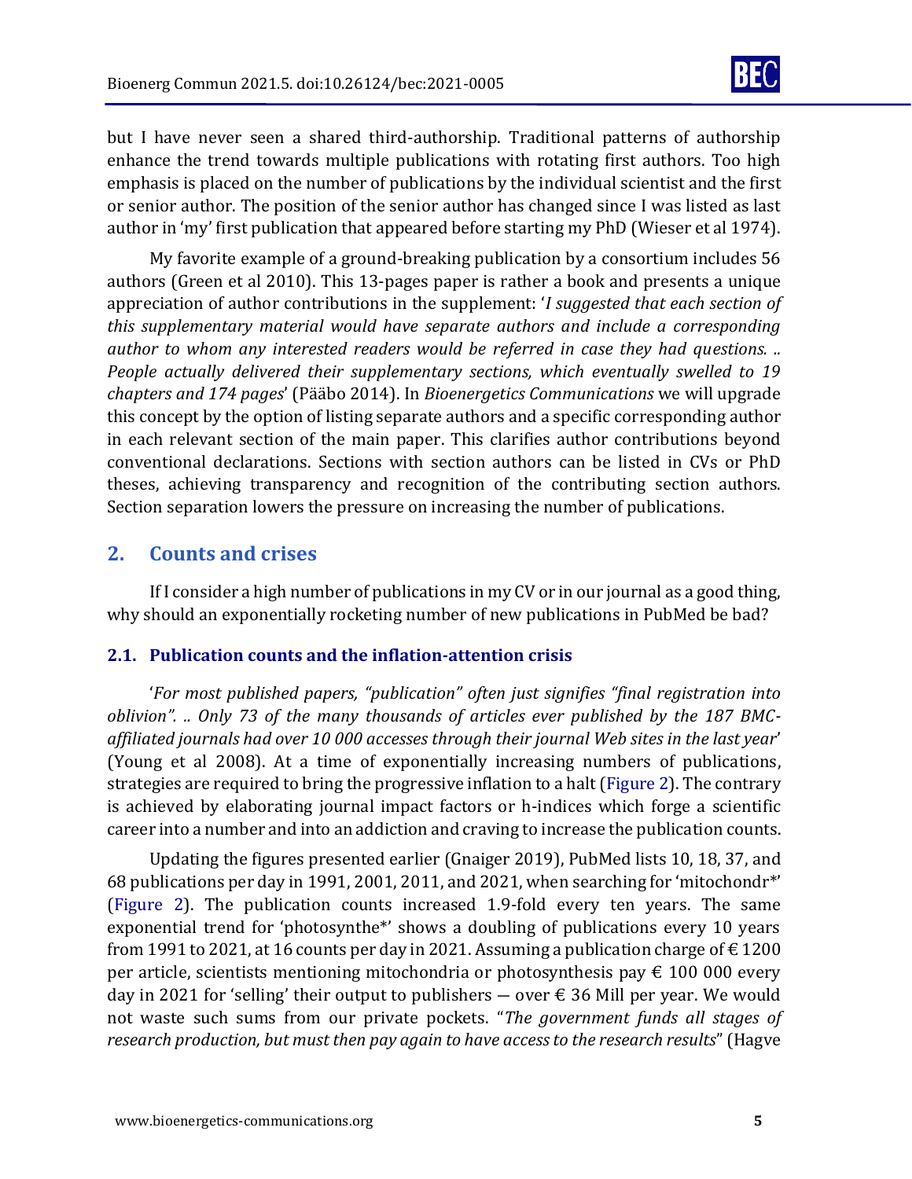but I have never seen a shared third-authorship. Traditional patterns of authorship enhance the trend towards multiple publications with rotating first authors. Too high emphasis is placed on the number of publications by the individual scientist and the first or senior author. The position of the senior author has changed since I was listed as last author in 'my' first publication that appeared before starting my PhD (Wieser et al 1974).

My favorite example of a ground-breaking publication by a consortium includes 56 authors (Green et al 2010). This 13-pages paper is rather a book and presents a unique appreciation of author contributions in the supplement: '*I suggested that each section of this supplementary material would have separate authors and include a corresponding author to whom any interested readers would be referred in case they had questions. .. People actually delivered their supplementary sections, which eventually swelled to 19 chapters and 174 pages*' (Pääbo 2014). In *Bioenergetics Communications* we will upgrade this concept by the option of listing separate authors and a specific corresponding author in each relevant section of the main paper. This clarifies author contributions beyond conventional declarations. Sections with section authors can be listed in CVs or PhD theses, achieving transparency and recognition of the contributing section authors. Section separation lowers the pressure on increasing the number of publications.

## 2. Counts and crises

If I consider a high number of publications in my CV or in our journal as a good thing, why should an exponentially rocketing number of new publications in PubMed be bad?

### 2.1. Publication counts and the inflation-attention crisis

'*For most published papers, "publication" often just signifies "final registration into oblivion". .. Only 73 of the many thousands of articles ever published by the 187 BMC-affiliated journals had over 10 000 accesses through their journal Web sites in the last year*' (Young et al 2008). At a time of exponentially increasing numbers of publications, strategies are required to bring the progressive inflation to a halt (Figure 2). The contrary is achieved by elaborating journal impact factors or h-indices which forge a scientific career into a number and into an addiction and craving to increase the publication counts.

Updating the figures presented earlier (Gnaiger 2019), PubMed lists 10, 18, 37, and 68 publications per day in 1991, 2001, 2011, and 2021, when searching for 'mitochondr*' (Figure 2). The publication counts increased 1.9-fold every ten years. The same exponential trend for 'photosynthe*' shows a doubling of publications every 10 years from 1991 to 2021, at 16 counts per day in 2021. Assuming a publication charge of € 1200 per article, scientists mentioning mitochondria or photosynthesis pay € 100 000 every day in 2021 for 'selling' their output to publishers — over € 36 Mill per year. We would not waste such sums from our private pockets. "*The government funds all stages of research production, but must then pay again to have access to the research results*" (Hagve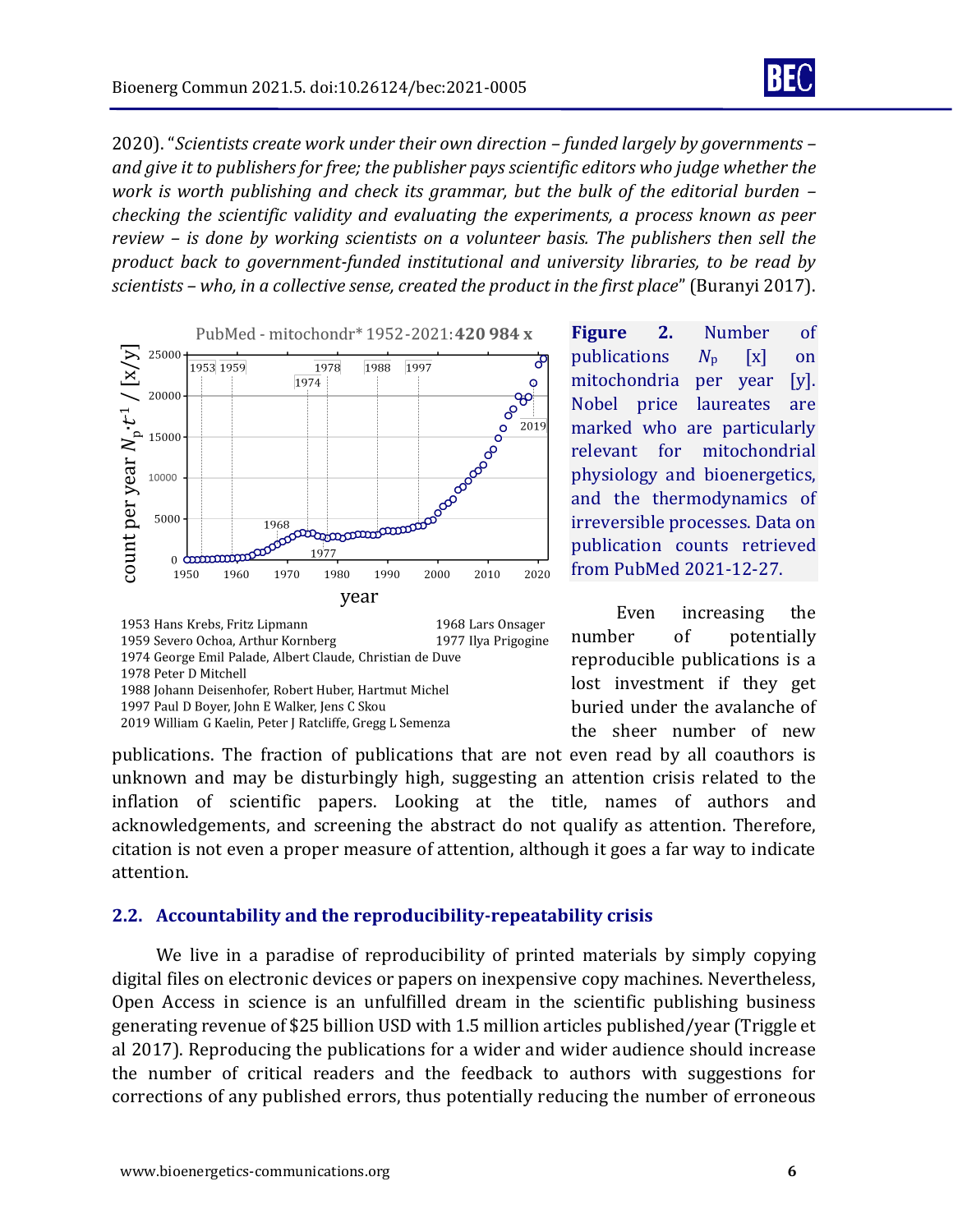2020). "*Scientists create work under their own direction – funded largely by governments – and give it to publishers for free; the publisher pays scientific editors who judge whether the work is worth publishing and check its grammar, but the bulk of the editorial burden – checking the scientific validity and evaluating the experiments, a process known as peer review – is done by working scientists on a volunteer basis. The publishers then sell the product back to government-funded institutional and university libraries, to be read by scientists – who, in a collective sense, created the product in the first place*" (Buranyi 2017).

1953 Hans Krebs, Fritz Lipmann
1959 Severo Ochoa, Arthur Kornberg
1968 Lars Onsager
1974 George Emil Palade, Albert Claude, Christian de Duve
1977 Ilya Prigogine
1978 Peter D Mitchell
1988 Johann Deisenhofer, Robert Huber, Hartmut Michel
1997 Paul D Boyer, John E Walker, Jens C Skou
2019 William G Kaelin, Peter J Ratcliffe, Gregg L Semenza

**Figure 2.** Number of publications $N_p$ [x] on mitochondria per year [y]. Nobel price laureates are marked who are particularly relevant for mitochondrial physiology and bioenergetics, and the thermodynamics of irreversible processes. Data on publication counts retrieved from PubMed 2021-12-27.

Even increasing the number of potentially reproducible publications is a lost investment if they get buried under the avalanche of the sheer number of new publications. The fraction of publications that are not even read by all coauthors is unknown and may be disturbingly high, suggesting an attention crisis related to the inflation of scientific papers. Looking at the title, names of authors and acknowledgements, and screening the abstract do not qualify as attention. Therefore, citation is not even a proper measure of attention, although it goes a far way to indicate attention.

## 2.2. Accountability and the reproducibility-repeatability crisis

We live in a paradise of reproducibility of printed materials by simply copying digital files on electronic devices or papers on inexpensive copy machines. Nevertheless, Open Access in science is an unfulfilled dream in the scientific publishing business generating revenue of $25 billion USD with 1.5 million articles published/year (Triggle et al 2017). Reproducing the publications for a wider and wider audience should increase the number of critical readers and the feedback to authors with suggestions for corrections of any published errors, thus potentially reducing the number of erroneous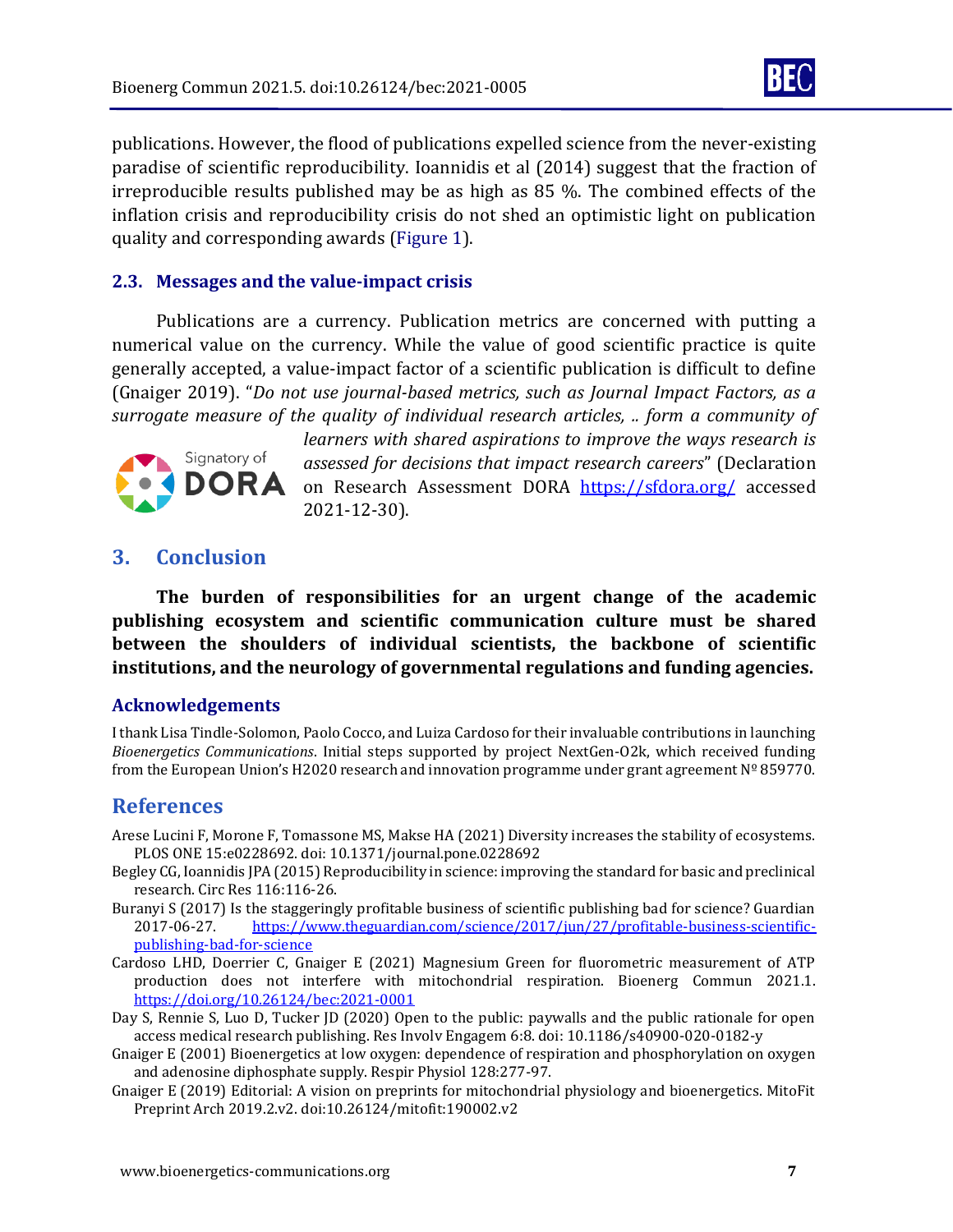publications. However, the flood of publications expelled science from the never-existing paradise of scientific reproducibility. Ioannidis et al (2014) suggest that the fraction of irreproducible results published may be as high as 85 %. The combined effects of the inflation crisis and reproducibility crisis do not shed an optimistic light on publication quality and corresponding awards (Figure 1).

### 2.3. Messages and the value-impact crisis

Publications are a currency. Publication metrics are concerned with putting a numerical value on the currency. While the value of good scientific practice is quite generally accepted, a value-impact factor of a scientific publication is difficult to define (Gnaiger 2019). "*Do not use journal-based metrics, such as Journal Impact Factors, as a surrogate measure of the quality of individual research articles, .. form a community of learners with shared aspirations to improve the ways research is assessed for decisions that impact research careers*" (Declaration on Research Assessment DORA https://sfdora.org/ accessed 2021-12-30).

Signatory of DORA

## 3. Conclusion

**The burden of responsibilities for an urgent change of the academic publishing ecosystem and scientific communication culture must be shared between the shoulders of individual scientists, the backbone of scientific institutions, and the neurology of governmental regulations and funding agencies.**

### Acknowledgements

I thank Lisa Tindle-Solomon, Paolo Cocco, and Luiza Cardoso for their invaluable contributions in launching *Bioenergetics Communications*. Initial steps supported by project NextGen-O2k, which received funding from the European Union's H2020 research and innovation programme under grant agreement Nº 859770.

## References

Arese Lucini F, Morone F, Tomassone MS, Makse HA (2021) Diversity increases the stability of ecosystems. PLOS ONE 15:e0228692. doi: 10.1371/journal.pone.0228692

Begley CG, Ioannidis JPA (2015) Reproducibility in science: improving the standard for basic and preclinical research. Circ Res 116:116-26.

Buranyi S (2017) Is the staggeringly profitable business of scientific publishing bad for science? Guardian 2017-06-27. https://www.theguardian.com/science/2017/jun/27/profitable-business-scientific-publishing-bad-for-science

Cardoso LHD, Doerrier C, Gnaiger E (2021) Magnesium Green for fluorometric measurement of ATP production does not interfere with mitochondrial respiration. Bioenerg Commun 2021.1. https://doi.org/10.26124/bec:2021-0001

Day S, Rennie S, Luo D, Tucker JD (2020) Open to the public: paywalls and the public rationale for open access medical research publishing. Res Involv Engagem 6:8. doi: 10.1186/s40900-020-0182-y

Gnaiger E (2001) Bioenergetics at low oxygen: dependence of respiration and phosphorylation on oxygen and adenosine diphosphate supply. Respir Physiol 128:277-97.

Gnaiger E (2019) Editorial: A vision on preprints for mitochondrial physiology and bioenergetics. MitoFit Preprint Arch 2019.2.v2. doi:10.26124/mitofit:190002.v2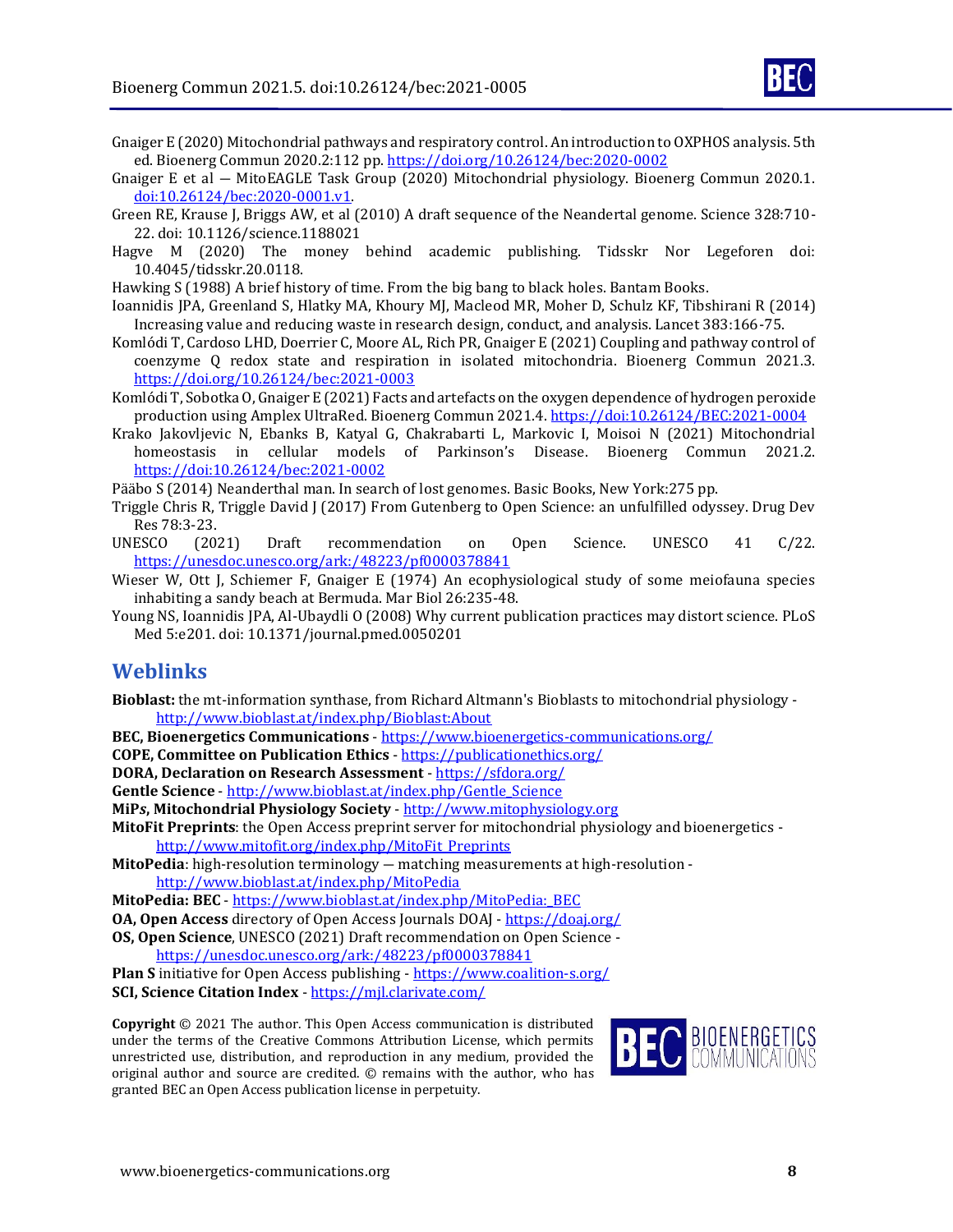Gnaiger E (2020) Mitochondrial pathways and respiratory control. An introduction to OXPHOS analysis. 5th ed. Bioenerg Commun 2020.2:112 pp. https://doi.org/10.26124/bec:2020-0002

Gnaiger E et al — MitoEAGLE Task Group (2020) Mitochondrial physiology. Bioenerg Commun 2020.1. doi:10.26124/bec:2020-0001.v1.

Green RE, Krause J, Briggs AW, et al (2010) A draft sequence of the Neandertal genome. Science 328:710-22. doi: 10.1126/science.1188021

Hagve M (2020) The money behind academic publishing. Tidsskr Nor Legeforen doi: 10.4045/tidsskr.20.0118.

Hawking S (1988) A brief history of time. From the big bang to black holes. Bantam Books.

Ioannidis JPA, Greenland S, Hlatky MA, Khoury MJ, Macleod MR, Moher D, Schulz KF, Tibshirani R (2014) Increasing value and reducing waste in research design, conduct, and analysis. Lancet 383:166-75.

Komlódi T, Cardoso LHD, Doerrier C, Moore AL, Rich PR, Gnaiger E (2021) Coupling and pathway control of coenzyme Q redox state and respiration in isolated mitochondria. Bioenerg Commun 2021.3. https://doi.org/10.26124/bec:2021-0003

Komlódi T, Sobotka O, Gnaiger E (2021) Facts and artefacts on the oxygen dependence of hydrogen peroxide production using Amplex UltraRed. Bioenerg Commun 2021.4. https://doi:10.26124/BEC:2021-0004

Krako Jakovljevic N, Ebanks B, Katyal G, Chakrabarti L, Markovic I, Moisoi N (2021) Mitochondrial homeostasis in cellular models of Parkinson's Disease. Bioenerg Commun 2021.2. https://doi:10.26124/bec:2021-0002

Pääbo S (2014) Neanderthal man. In search of lost genomes. Basic Books, New York:275 pp.

Triggle Chris R, Triggle David J (2017) From Gutenberg to Open Science: an unfulfilled odyssey. Drug Dev Res 78:3-23.

UNESCO (2021) Draft recommendation on Open Science. UNESCO 41 C/22. https://unesdoc.unesco.org/ark:/48223/pf0000378841

Wieser W, Ott J, Schiemer F, Gnaiger E (1974) An ecophysiological study of some meiofauna species inhabiting a sandy beach at Bermuda. Mar Biol 26:235-48.

Young NS, Ioannidis JPA, Al-Ubaydli O (2008) Why current publication practices may distort science. PLoS Med 5:e201. doi: 10.1371/journal.pmed.0050201

## Weblinks

**Bioblast:** the mt-information synthase, from Richard Altmann's Bioblasts to mitochondrial physiology - http://www.bioblast.at/index.php/Bioblast:About

**BEC, Bioenergetics Communications** - https://www.bioenergetics-communications.org/

**COPE, Committee on Publication Ethics** - https://publicationethics.org/

**DORA, Declaration on Research Assessment** - https://sfdora.org/

**Gentle Science** - http://www.bioblast.at/index.php/Gentle_Science

**MiPs, Mitochondrial Physiology Society** - http://www.mitophysiology.org

**MitoFit Preprints**: the Open Access preprint server for mitochondrial physiology and bioenergetics - http://www.mitofit.org/index.php/MitoFit_Preprints

**MitoPedia**: high-resolution terminology — matching measurements at high-resolution - http://www.bioblast.at/index.php/MitoPedia

**MitoPedia: BEC** - https://www.bioblast.at/index.php/MitoPedia:_BEC

**OA, Open Access** directory of Open Access Journals DOAJ - https://doaj.org/

**OS, Open Science**, UNESCO (2021) Draft recommendation on Open Science - https://unesdoc.unesco.org/ark:/48223/pf0000378841

**Plan S** initiative for Open Access publishing - https://www.coalition-s.org/

**SCI, Science Citation Index** - https://mjl.clarivate.com/

**Copyright** © 2021 The author. This Open Access communication is distributed under the terms of the Creative Commons Attribution License, which permits unrestricted use, distribution, and reproduction in any medium, provided the original author and source are credited. © remains with the author, who has granted BEC an Open Access publication license in perpetuity.